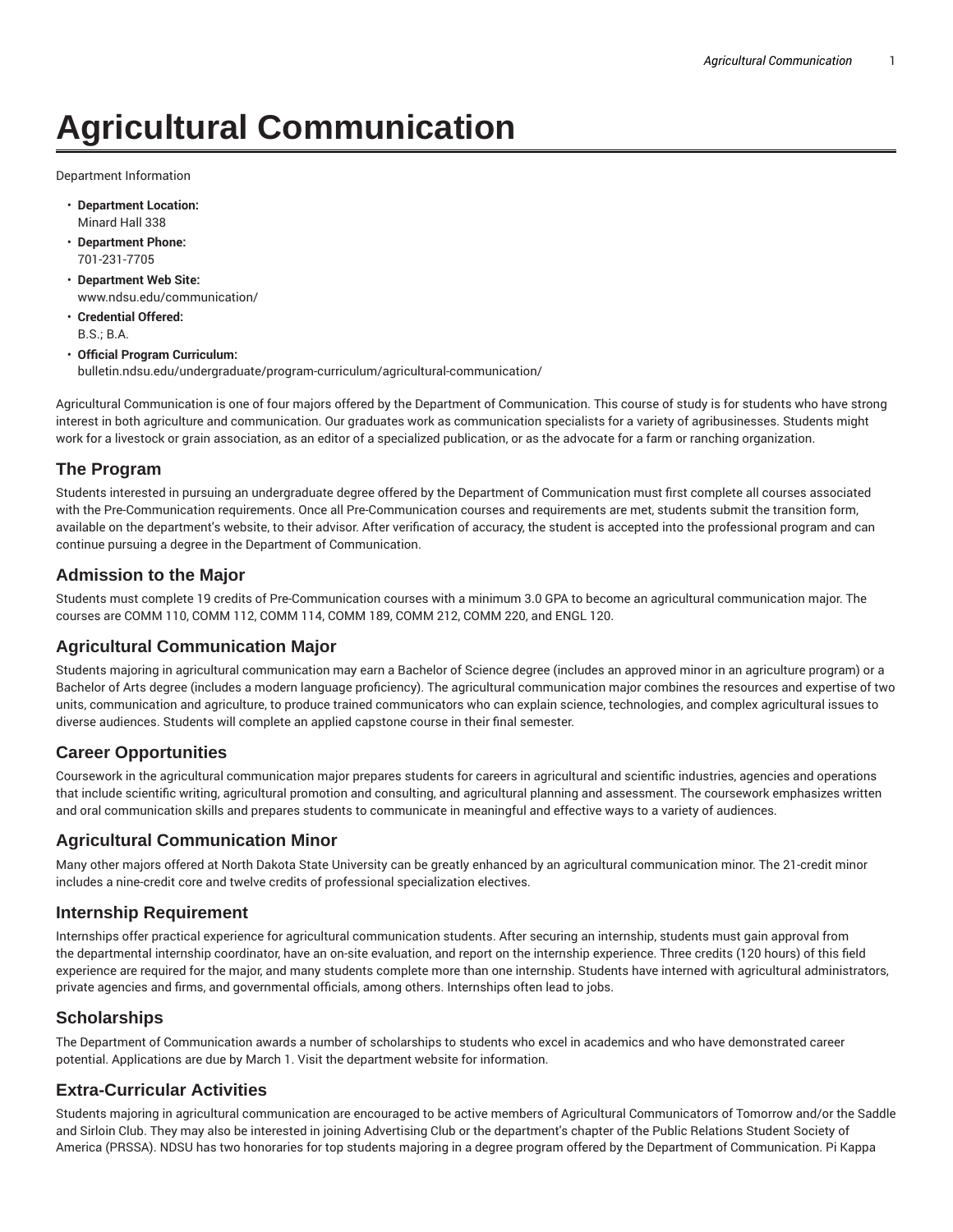# Agricultural Communication

Department Information

- **Department Location:**
  Minard Hall 338
- **Department Phone:**
  701-231-7705
- **Department Web Site:**
  www.ndsu.edu/communication/
- **Credential Offered:**
  B.S.; B.A.
- **Official Program Curriculum:**
  bulletin.ndsu.edu/undergraduate/program-curriculum/agricultural-communication/

Agricultural Communication is one of four majors offered by the Department of Communication. This course of study is for students who have strong interest in both agriculture and communication. Our graduates work as communication specialists for a variety of agribusinesses. Students might work for a livestock or grain association, as an editor of a specialized publication, or as the advocate for a farm or ranching organization.

## The Program

Students interested in pursuing an undergraduate degree offered by the Department of Communication must first complete all courses associated with the Pre-Communication requirements. Once all Pre-Communication courses and requirements are met, students submit the transition form, available on the department's website, to their advisor. After verification of accuracy, the student is accepted into the professional program and can continue pursuing a degree in the Department of Communication.

## Admission to the Major

Students must complete 19 credits of Pre-Communication courses with a minimum 3.0 GPA to become an agricultural communication major. The courses are COMM 110, COMM 112, COMM 114, COMM 189, COMM 212, COMM 220, and ENGL 120.

## Agricultural Communication Major

Students majoring in agricultural communication may earn a Bachelor of Science degree (includes an approved minor in an agriculture program) or a Bachelor of Arts degree (includes a modern language proficiency). The agricultural communication major combines the resources and expertise of two units, communication and agriculture, to produce trained communicators who can explain science, technologies, and complex agricultural issues to diverse audiences. Students will complete an applied capstone course in their final semester.

## Career Opportunities

Coursework in the agricultural communication major prepares students for careers in agricultural and scientific industries, agencies and operations that include scientific writing, agricultural promotion and consulting, and agricultural planning and assessment. The coursework emphasizes written and oral communication skills and prepares students to communicate in meaningful and effective ways to a variety of audiences.

## Agricultural Communication Minor

Many other majors offered at North Dakota State University can be greatly enhanced by an agricultural communication minor. The 21-credit minor includes a nine-credit core and twelve credits of professional specialization electives.

## Internship Requirement

Internships offer practical experience for agricultural communication students. After securing an internship, students must gain approval from the departmental internship coordinator, have an on-site evaluation, and report on the internship experience. Three credits (120 hours) of this field experience are required for the major, and many students complete more than one internship. Students have interned with agricultural administrators, private agencies and firms, and governmental officials, among others. Internships often lead to jobs.

## Scholarships

The Department of Communication awards a number of scholarships to students who excel in academics and who have demonstrated career potential. Applications are due by March 1. Visit the department website for information.

## Extra-Curricular Activities

Students majoring in agricultural communication are encouraged to be active members of Agricultural Communicators of Tomorrow and/or the Saddle and Sirloin Club. They may also be interested in joining Advertising Club or the department's chapter of the Public Relations Student Society of America (PRSSA). NDSU has two honoraries for top students majoring in a degree program offered by the Department of Communication. Pi Kappa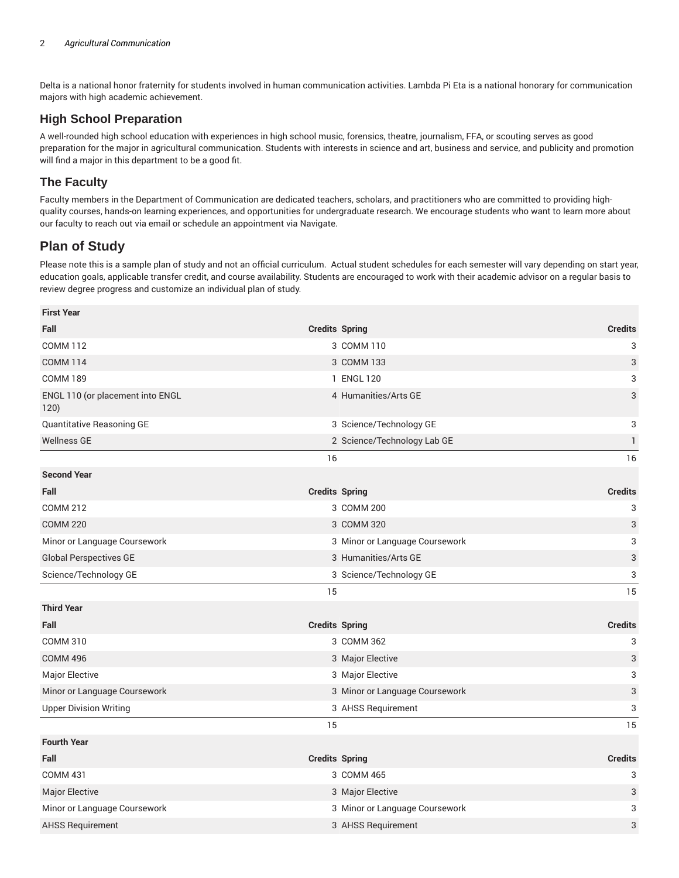Delta is a national honor fraternity for students involved in human communication activities. Lambda Pi Eta is a national honorary for communication majors with high academic achievement.

## High School Preparation

A well-rounded high school education with experiences in high school music, forensics, theatre, journalism, FFA, or scouting serves as good preparation for the major in agricultural communication. Students with interests in science and art, business and service, and publicity and promotion will find a major in this department to be a good fit.

## The Faculty

Faculty members in the Department of Communication are dedicated teachers, scholars, and practitioners who are committed to providing high-quality courses, hands-on learning experiences, and opportunities for undergraduate research. We encourage students who want to learn more about our faculty to reach out via email or schedule an appointment via Navigate.

## Plan of Study

Please note this is a sample plan of study and not an official curriculum. Actual student schedules for each semester will vary depending on start year, education goals, applicable transfer credit, and course availability. Students are encouraged to work with their academic advisor on a regular basis to review degree progress and customize an individual plan of study.

| First Year | | | |
|---|---|---|---|
| **Fall** | **Credits** | **Spring** | **Credits** |
| COMM 112 | 3 | COMM 110 | 3 |
| COMM 114 | 3 | COMM 133 | 3 |
| COMM 189 | 1 | ENGL 120 | 3 |
| ENGL 110 (or placement into ENGL 120) | 4 | Humanities/Arts GE | 3 |
| Quantitative Reasoning GE | 3 | Science/Technology GE | 3 |
| Wellness GE | 2 | Science/Technology Lab GE | 1 |
| | 16 | | 16 |
| **Second Year** | | | |
| **Fall** | **Credits** | **Spring** | **Credits** |
| COMM 212 | 3 | COMM 200 | 3 |
| COMM 220 | 3 | COMM 320 | 3 |
| Minor or Language Coursework | 3 | Minor or Language Coursework | 3 |
| Global Perspectives GE | 3 | Humanities/Arts GE | 3 |
| Science/Technology GE | 3 | Science/Technology GE | 3 |
| | 15 | | 15 |
| **Third Year** | | | |
| **Fall** | **Credits** | **Spring** | **Credits** |
| COMM 310 | 3 | COMM 362 | 3 |
| COMM 496 | 3 | Major Elective | 3 |
| Major Elective | 3 | Major Elective | 3 |
| Minor or Language Coursework | 3 | Minor or Language Coursework | 3 |
| Upper Division Writing | 3 | AHSS Requirement | 3 |
| | 15 | | 15 |
| **Fourth Year** | | | |
| **Fall** | **Credits** | **Spring** | **Credits** |
| COMM 431 | 3 | COMM 465 | 3 |
| Major Elective | 3 | Major Elective | 3 |
| Minor or Language Coursework | 3 | Minor or Language Coursework | 3 |
| AHSS Requirement | 3 | AHSS Requirement | 3 |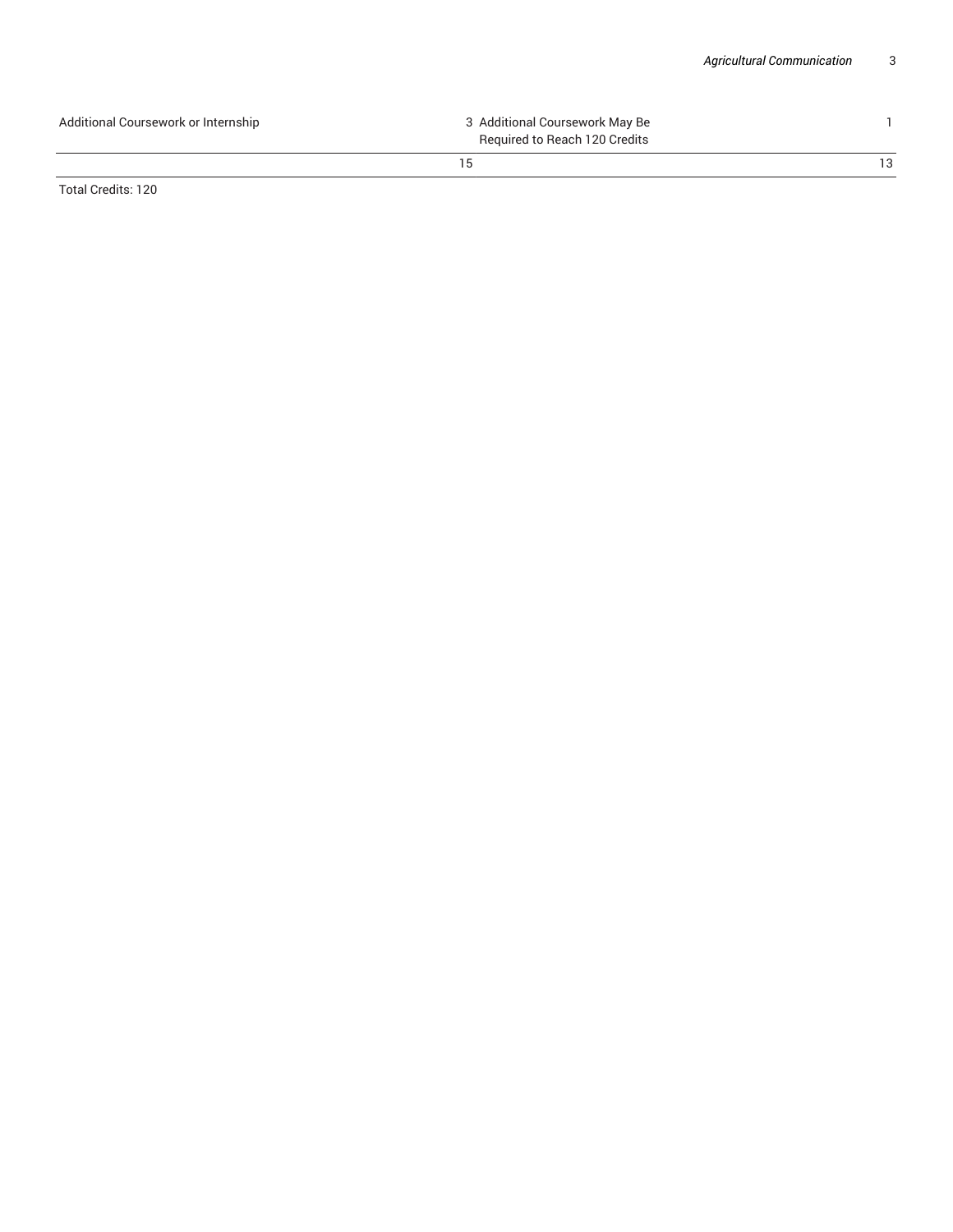| | | | |
|---|---|---|---|
| Additional Coursework or Internship | 3 | Additional Coursework May Be Required to Reach 120 Credits | 1 |
| | 15 | | 13 |

Total Credits: 120